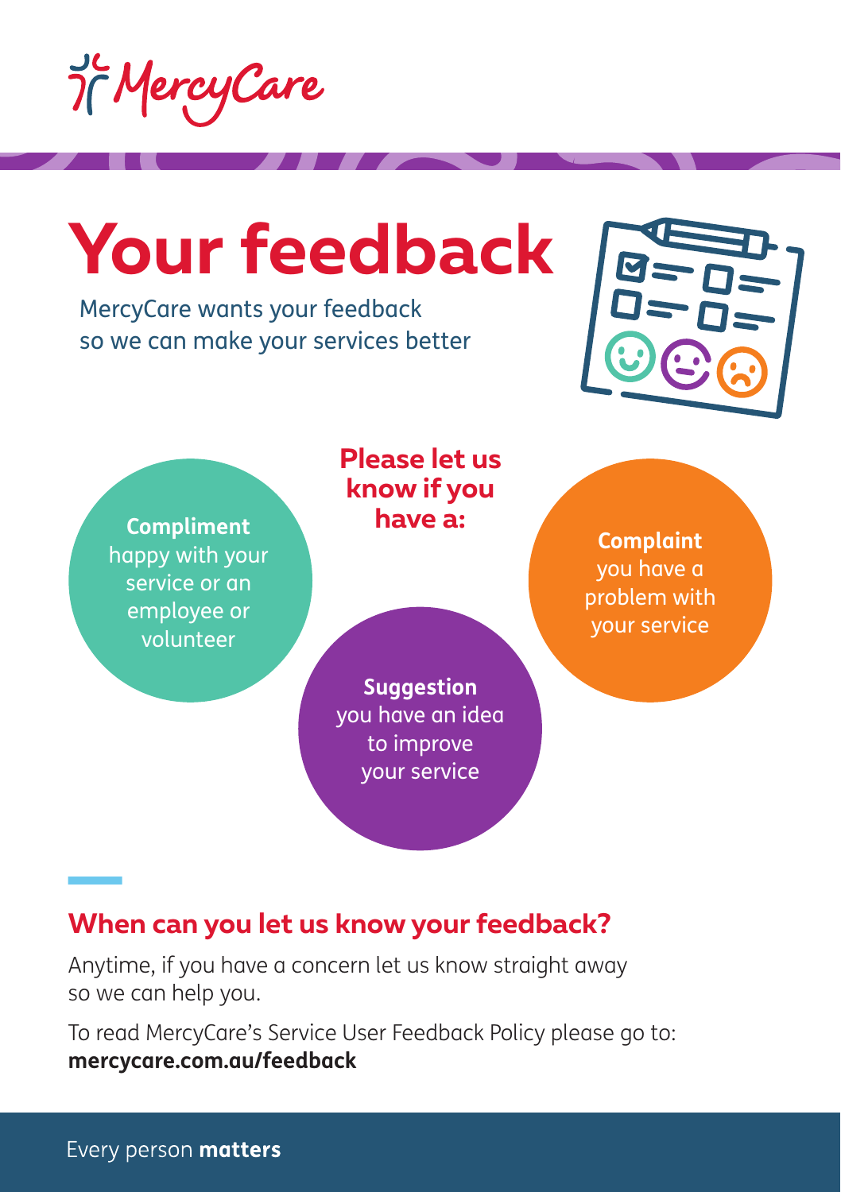MercyCare

# Your feedback

MercyCare wants your feedback
so we can make your services better

**Please let us know if you have a:**

**Compliment**
happy with your service or an employee or volunteer

**Suggestion**
you have an idea to improve your service

**Complaint**
you have a problem with your service

## When can you let us know your feedback?

Anytime, if you have a concern let us know straight away so we can help you.

To read MercyCare's Service User Feedback Policy please go to:
**mercycare.com.au/feedback**

Every person **matters**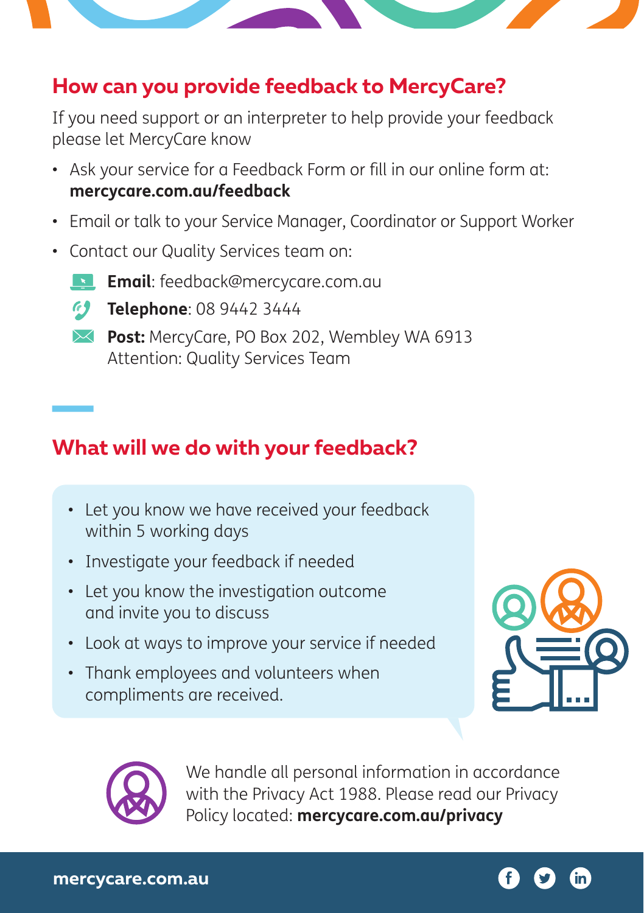## How can you provide feedback to MercyCare?

If you need support or an interpreter to help provide your feedback please let MercyCare know

- Ask your service for a Feedback Form or fill in our online form at: **mercycare.com.au/feedback**
- Email or talk to your Service Manager, Coordinator or Support Worker
- Contact our Quality Services team on:
  - **Email**: feedback@mercycare.com.au
  - **Telephone**: 08 9442 3444
  - **Post:** MercyCare, PO Box 202, Wembley WA 6913
    Attention: Quality Services Team

## What will we do with your feedback?

- Let you know we have received your feedback within 5 working days
- Investigate your feedback if needed
- Let you know the investigation outcome and invite you to discuss
- Look at ways to improve your service if needed
- Thank employees and volunteers when compliments are received.

We handle all personal information in accordance with the Privacy Act 1988. Please read our Privacy Policy located: **mercycare.com.au/privacy**

**mercycare.com.au**